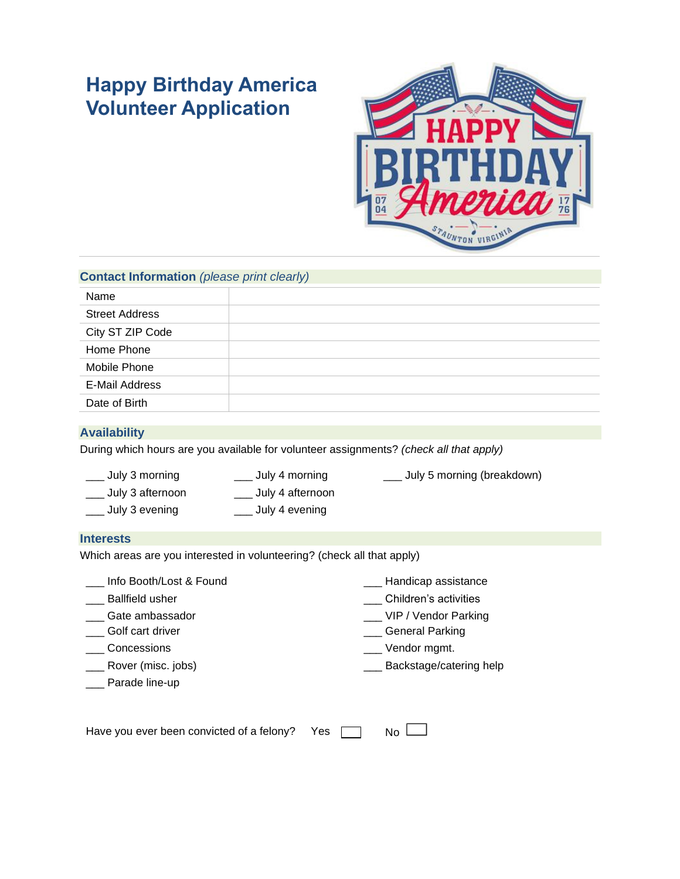# Happy Birthday America Volunteer Application

## Contact Information *(please print clearly)*

| | |
|---|---|
| Name | |
| Street Address | |
| City ST ZIP Code | |
| Home Phone | |
| Mobile Phone | |
| E-Mail Address | |
| Date of Birth | |

## Availability

During which hours are you available for volunteer assignments? *(check all that apply)*

___ July 3 morning
___ July 3 afternoon
___ July 3 evening
___ July 4 morning
___ July 4 afternoon
___ July 4 evening
___ July 5 morning (breakdown)

## Interests

Which areas are you interested in volunteering? (check all that apply)

___ Info Booth/Lost & Found
___ Ballfield usher
___ Gate ambassador
___ Golf cart driver
___ Concessions
___ Rover (misc. jobs)
___ Parade line-up
___ Handicap assistance
___ Children's activities
___ VIP / Vendor Parking
___ General Parking
___ Vendor mgmt.
___ Backstage/catering help

Have you ever been convicted of a felony? Yes ☐ No ☐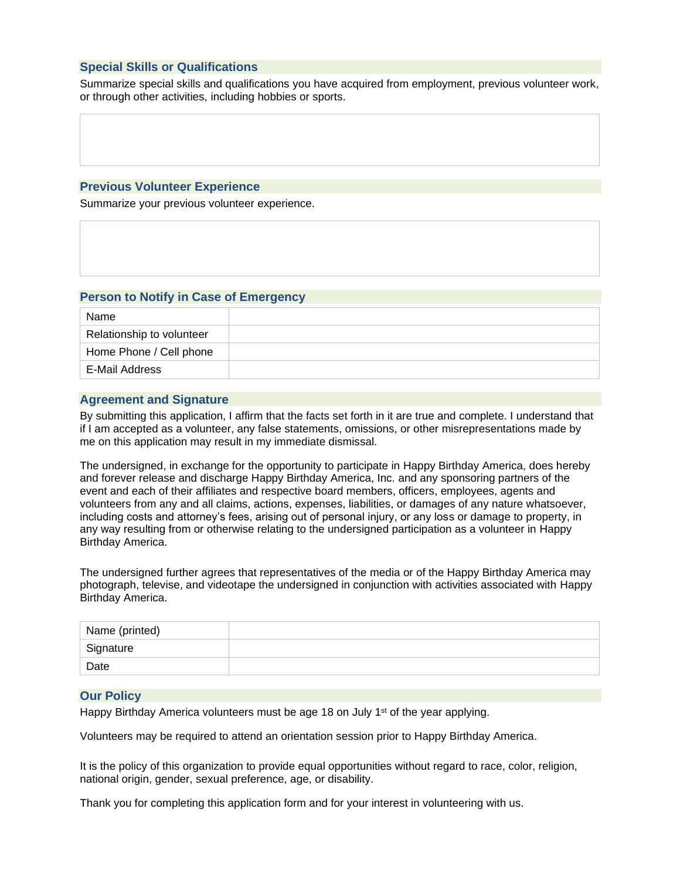## Special Skills or Qualifications

Summarize special skills and qualifications you have acquired from employment, previous volunteer work, or through other activities, including hobbies or sports.

| |
|---|
| |

## Previous Volunteer Experience

Summarize your previous volunteer experience.

| |
|---|
| |

## Person to Notify in Case of Emergency

| | |
|---|---|
| Name | |
| Relationship to volunteer | |
| Home Phone / Cell phone | |
| E-Mail Address | |

## Agreement and Signature

By submitting this application, I affirm that the facts set forth in it are true and complete. I understand that if I am accepted as a volunteer, any false statements, omissions, or other misrepresentations made by me on this application may result in my immediate dismissal.

The undersigned, in exchange for the opportunity to participate in Happy Birthday America, does hereby and forever release and discharge Happy Birthday America, Inc. and any sponsoring partners of the event and each of their affiliates and respective board members, officers, employees, agents and volunteers from any and all claims, actions, expenses, liabilities, or damages of any nature whatsoever, including costs and attorney's fees, arising out of personal injury, or any loss or damage to property, in any way resulting from or otherwise relating to the undersigned participation as a volunteer in Happy Birthday America.

The undersigned further agrees that representatives of the media or of the Happy Birthday America may photograph, televise, and videotape the undersigned in conjunction with activities associated with Happy Birthday America.

| | |
|---|---|
| Name (printed) | |
| Signature | |
| Date | |

## Our Policy

Happy Birthday America volunteers must be age 18 on July 1st of the year applying.

Volunteers may be required to attend an orientation session prior to Happy Birthday America.

It is the policy of this organization to provide equal opportunities without regard to race, color, religion, national origin, gender, sexual preference, age, or disability.

Thank you for completing this application form and for your interest in volunteering with us.